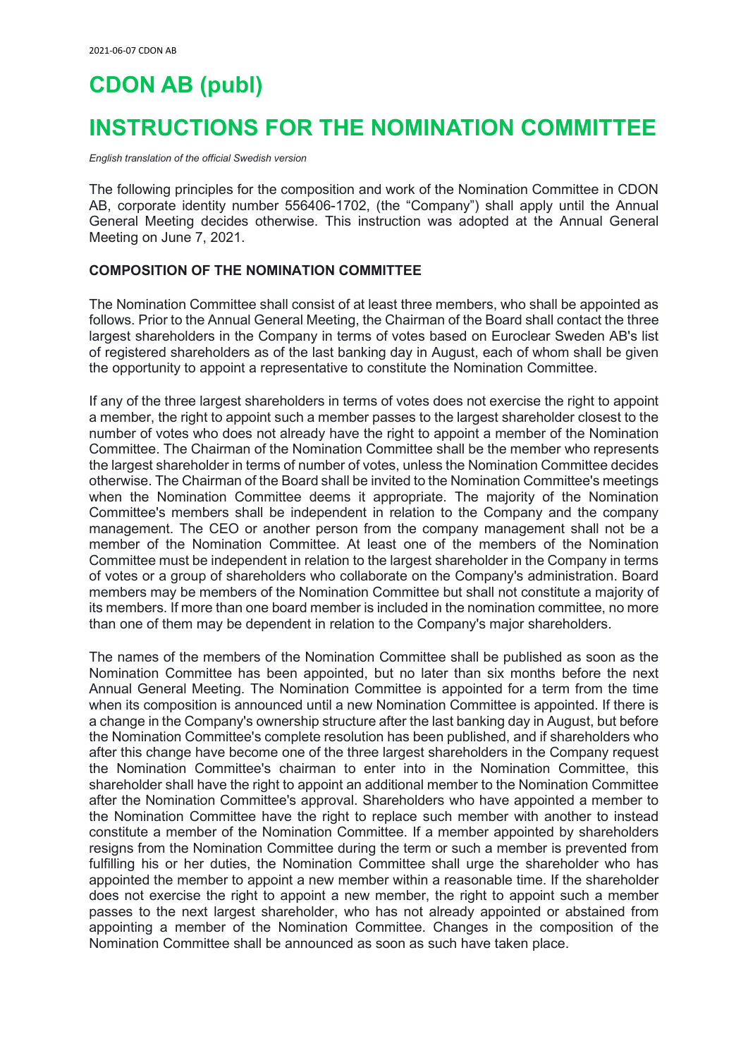# CDON AB (publ)

# INSTRUCTIONS FOR THE NOMINATION COMMITTEE

*English translation of the official Swedish version*

The following principles for the composition and work of the Nomination Committee in CDON AB, corporate identity number 556406-1702, (the "Company") shall apply until the Annual General Meeting decides otherwise. This instruction was adopted at the Annual General Meeting on June 7, 2021.

**COMPOSITION OF THE NOMINATION COMMITTEE**

The Nomination Committee shall consist of at least three members, who shall be appointed as follows. Prior to the Annual General Meeting, the Chairman of the Board shall contact the three largest shareholders in the Company in terms of votes based on Euroclear Sweden AB's list of registered shareholders as of the last banking day in August, each of whom shall be given the opportunity to appoint a representative to constitute the Nomination Committee.

If any of the three largest shareholders in terms of votes does not exercise the right to appoint a member, the right to appoint such a member passes to the largest shareholder closest to the number of votes who does not already have the right to appoint a member of the Nomination Committee. The Chairman of the Nomination Committee shall be the member who represents the largest shareholder in terms of number of votes, unless the Nomination Committee decides otherwise. The Chairman of the Board shall be invited to the Nomination Committee's meetings when the Nomination Committee deems it appropriate. The majority of the Nomination Committee's members shall be independent in relation to the Company and the company management. The CEO or another person from the company management shall not be a member of the Nomination Committee. At least one of the members of the Nomination Committee must be independent in relation to the largest shareholder in the Company in terms of votes or a group of shareholders who collaborate on the Company's administration. Board members may be members of the Nomination Committee but shall not constitute a majority of its members. If more than one board member is included in the nomination committee, no more than one of them may be dependent in relation to the Company's major shareholders.

The names of the members of the Nomination Committee shall be published as soon as the Nomination Committee has been appointed, but no later than six months before the next Annual General Meeting. The Nomination Committee is appointed for a term from the time when its composition is announced until a new Nomination Committee is appointed. If there is a change in the Company's ownership structure after the last banking day in August, but before the Nomination Committee's complete resolution has been published, and if shareholders who after this change have become one of the three largest shareholders in the Company request the Nomination Committee's chairman to enter into in the Nomination Committee, this shareholder shall have the right to appoint an additional member to the Nomination Committee after the Nomination Committee's approval. Shareholders who have appointed a member to the Nomination Committee have the right to replace such member with another to instead constitute a member of the Nomination Committee. If a member appointed by shareholders resigns from the Nomination Committee during the term or such a member is prevented from fulfilling his or her duties, the Nomination Committee shall urge the shareholder who has appointed the member to appoint a new member within a reasonable time. If the shareholder does not exercise the right to appoint a new member, the right to appoint such a member passes to the next largest shareholder, who has not already appointed or abstained from appointing a member of the Nomination Committee. Changes in the composition of the Nomination Committee shall be announced as soon as such have taken place.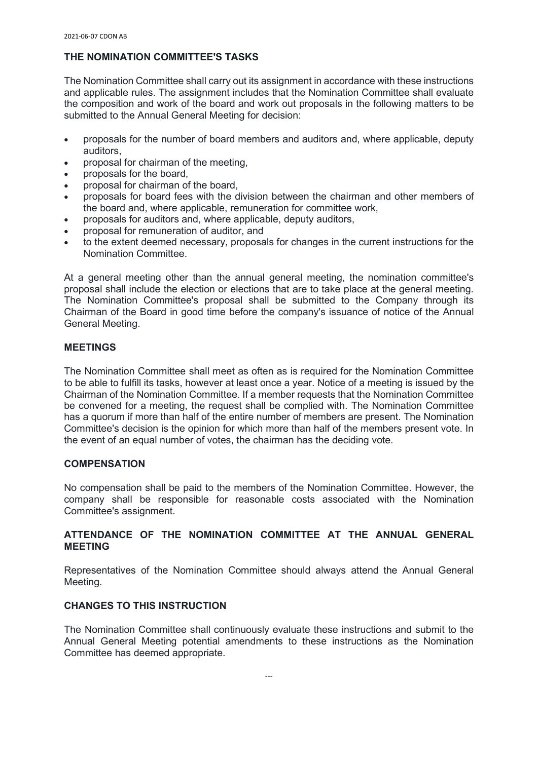## THE NOMINATION COMMITTEE'S TASKS

The Nomination Committee shall carry out its assignment in accordance with these instructions and applicable rules. The assignment includes that the Nomination Committee shall evaluate the composition and work of the board and work out proposals in the following matters to be submitted to the Annual General Meeting for decision:

- proposals for the number of board members and auditors and, where applicable, deputy auditors,
- proposal for chairman of the meeting,
- proposals for the board,
- proposal for chairman of the board,
- proposals for board fees with the division between the chairman and other members of the board and, where applicable, remuneration for committee work,
- proposals for auditors and, where applicable, deputy auditors,
- proposal for remuneration of auditor, and
- to the extent deemed necessary, proposals for changes in the current instructions for the Nomination Committee.

At a general meeting other than the annual general meeting, the nomination committee's proposal shall include the election or elections that are to take place at the general meeting. The Nomination Committee's proposal shall be submitted to the Company through its Chairman of the Board in good time before the company's issuance of notice of the Annual General Meeting.

## MEETINGS

The Nomination Committee shall meet as often as is required for the Nomination Committee to be able to fulfill its tasks, however at least once a year. Notice of a meeting is issued by the Chairman of the Nomination Committee. If a member requests that the Nomination Committee be convened for a meeting, the request shall be complied with. The Nomination Committee has a quorum if more than half of the entire number of members are present. The Nomination Committee's decision is the opinion for which more than half of the members present vote. In the event of an equal number of votes, the chairman has the deciding vote.

## COMPENSATION

No compensation shall be paid to the members of the Nomination Committee. However, the company shall be responsible for reasonable costs associated with the Nomination Committee's assignment.

## ATTENDANCE OF THE NOMINATION COMMITTEE AT THE ANNUAL GENERAL MEETING

Representatives of the Nomination Committee should always attend the Annual General Meeting.

## CHANGES TO THIS INSTRUCTION

The Nomination Committee shall continuously evaluate these instructions and submit to the Annual General Meeting potential amendments to these instructions as the Nomination Committee has deemed appropriate.

---